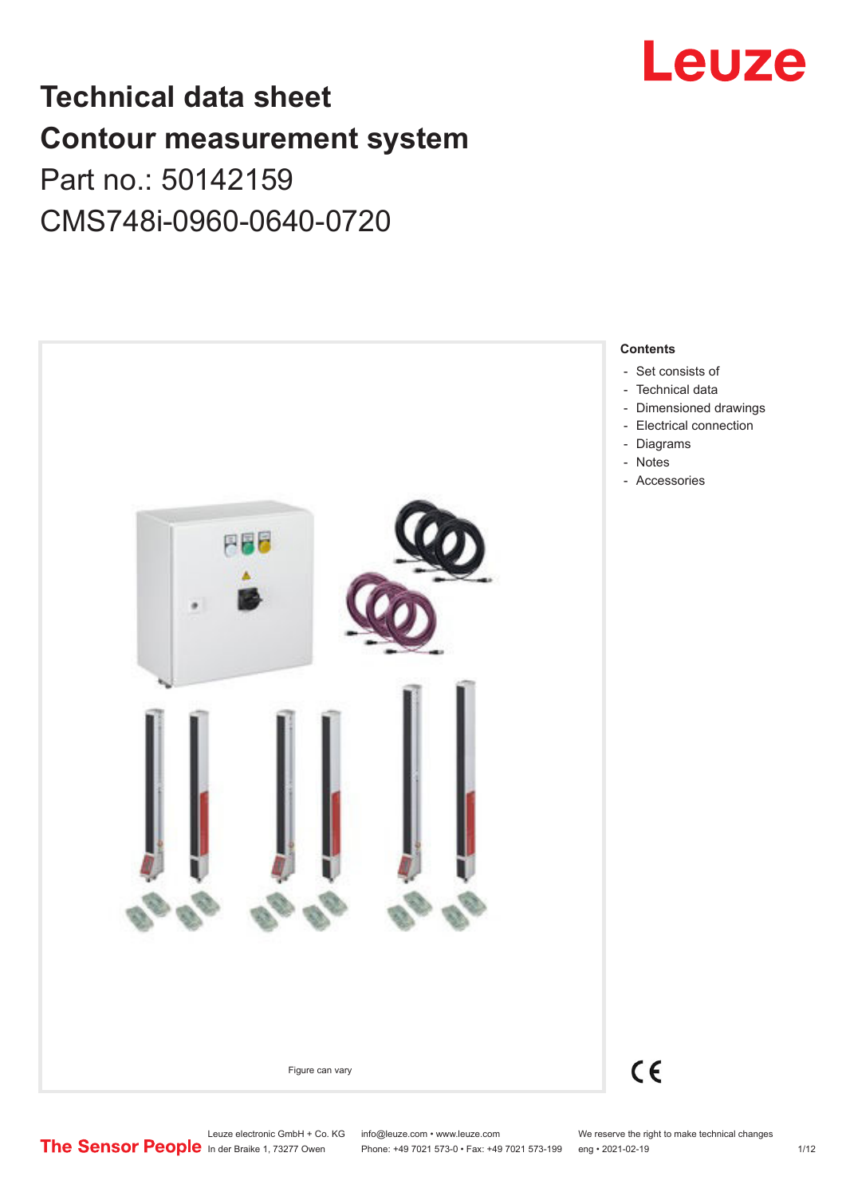# Technical data sheet
# Contour measurement system

Part no.: 50142159

CMS748i-0960-0640-0720

Figure can vary

**Contents**

- Set consists of
- Technical data
- Dimensioned drawings
- Electrical connection
- Diagrams
- Notes
- Accessories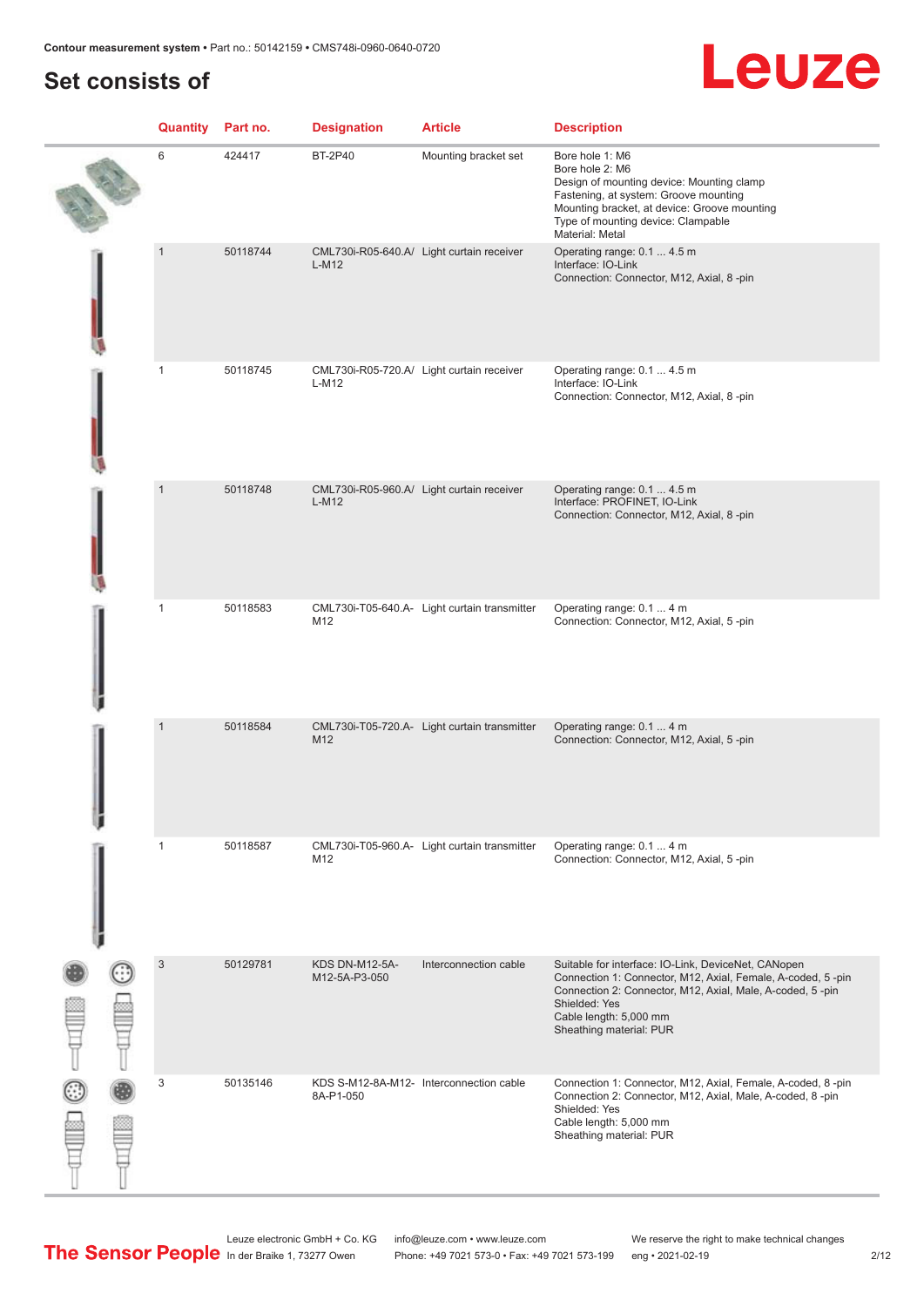## Set consists of

| Quantity | Part no. | Designation | Article | Description |
|---|---|---|---|---|
| 6 | 424417 | BT-2P40 | Mounting bracket set | Bore hole 1: M6<br>Bore hole 2: M6<br>Design of mounting device: Mounting clamp<br>Fastening, at system: Groove mounting<br>Mounting bracket, at device: Groove mounting<br>Type of mounting device: Clampable<br>Material: Metal |
| 1 | 50118744 | CML730i-R05-640.A/L-M12 | Light curtain receiver | Operating range: 0.1 ... 4.5 m<br>Interface: IO-Link<br>Connection: Connector, M12, Axial, 8 -pin |
| 1 | 50118745 | CML730i-R05-720.A/L-M12 | Light curtain receiver | Operating range: 0.1 ... 4.5 m<br>Interface: IO-Link<br>Connection: Connector, M12, Axial, 8 -pin |
| 1 | 50118748 | CML730i-R05-960.A/L-M12 | Light curtain receiver | Operating range: 0.1 ... 4.5 m<br>Interface: PROFINET, IO-Link<br>Connection: Connector, M12, Axial, 8 -pin |
| 1 | 50118583 | CML730i-T05-640.A-M12 | Light curtain transmitter | Operating range: 0.1 ... 4 m<br>Connection: Connector, M12, Axial, 5 -pin |
| 1 | 50118584 | CML730i-T05-720.A-M12 | Light curtain transmitter | Operating range: 0.1 ... 4 m<br>Connection: Connector, M12, Axial, 5 -pin |
| 1 | 50118587 | CML730i-T05-960.A-M12 | Light curtain transmitter | Operating range: 0.1 ... 4 m<br>Connection: Connector, M12, Axial, 5 -pin |
| 3 | 50129781 | KDS DN-M12-5A-M12-5A-P3-050 | Interconnection cable | Suitable for interface: IO-Link, DeviceNet, CANopen<br>Connection 1: Connector, M12, Axial, Female, A-coded, 5 -pin<br>Connection 2: Connector, M12, Axial, Male, A-coded, 5 -pin<br>Shielded: Yes<br>Cable length: 5,000 mm<br>Sheathing material: PUR |
| 3 | 50135146 | KDS S-M12-8A-M12-8A-P1-050 | Interconnection cable | Connection 1: Connector, M12, Axial, Female, A-coded, 8 -pin<br>Connection 2: Connector, M12, Axial, Male, A-coded, 8 -pin<br>Shielded: Yes<br>Cable length: 5,000 mm<br>Sheathing material: PUR |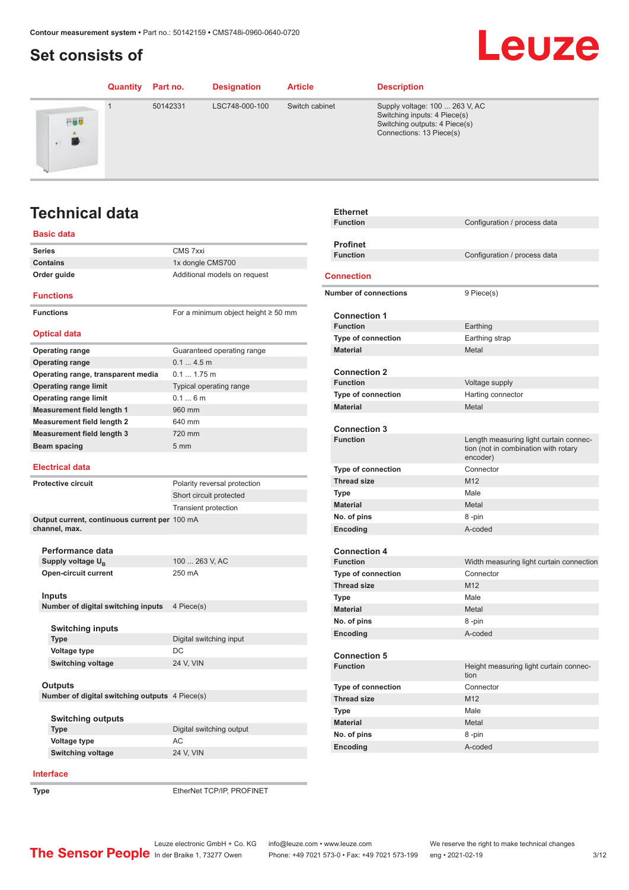## Set consists of

| Quantity | Part no. | Designation | Article | Description |
|---|---|---|---|---|
| 1 | 50142331 | LSC748-000-100 | Switch cabinet | Supply voltage: 100 ... 263 V, AC<br>Switching inputs: 4 Piece(s)<br>Switching outputs: 4 Piece(s)<br>Connections: 13 Piece(s) |

# Technical data

## Basic data

| | |
|---|---|
| **Series** | CMS 7xxi |
| **Contains** | 1x dongle CMS700 |
| **Order guide** | Additional models on request |

## Functions

| | |
|---|---|
| **Functions** | For a minimum object height ≥ 50 mm |

## Optical data

| | |
|---|---|
| **Operating range** | Guaranteed operating range |
| **Operating range** | 0.1 ... 4.5 m |
| **Operating range, transparent media** | 0.1 ... 1.75 m |
| **Operating range limit** | Typical operating range |
| **Operating range limit** | 0.1 ... 6 m |
| **Measurement field length 1** | 960 mm |
| **Measurement field length 2** | 640 mm |
| **Measurement field length 3** | 720 mm |
| **Beam spacing** | 5 mm |

## Electrical data

| | |
|---|---|
| **Protective circuit** | Polarity reversal protection |
| | Short circuit protected |
| | Transient protection |
| **Output current, continuous current per channel, max.** | 100 mA |

### Performance data

| | |
|---|---|
| **Supply voltage $U_B$** | 100 ... 263 V, AC |
| **Open-circuit current** | 250 mA |

### Inputs

| | |
|---|---|
| **Number of digital switching inputs** | 4 Piece(s) |

#### Switching inputs

| | |
|---|---|
| **Type** | Digital switching input |
| **Voltage type** | DC |
| **Switching voltage** | 24 V, VIN |

### Outputs

| | |
|---|---|
| **Number of digital switching outputs** | 4 Piece(s) |

#### Switching outputs

| | |
|---|---|
| **Type** | Digital switching output |
| **Voltage type** | AC |
| **Switching voltage** | 24 V, VIN |

## Interface

| | |
|---|---|
| **Type** | EtherNet TCP/IP, PROFINET |

### Ethernet

| | |
|---|---|
| **Function** | Configuration / process data |

### Profinet

| | |
|---|---|
| **Function** | Configuration / process data |

## Connection

| | |
|---|---|
| **Number of connections** | 9 Piece(s) |

### Connection 1

| | |
|---|---|
| **Function** | Earthing |
| **Type of connection** | Earthing strap |
| **Material** | Metal |

### Connection 2

| | |
|---|---|
| **Function** | Voltage supply |
| **Type of connection** | Harting connector |
| **Material** | Metal |

### Connection 3

| | |
|---|---|
| **Function** | Length measuring light curtain connection (not in combination with rotary encoder) |
| **Type of connection** | Connector |
| **Thread size** | M12 |
| **Type** | Male |
| **Material** | Metal |
| **No. of pins** | 8 -pin |
| **Encoding** | A-coded |

### Connection 4

| | |
|---|---|
| **Function** | Width measuring light curtain connection |
| **Type of connection** | Connector |
| **Thread size** | M12 |
| **Type** | Male |
| **Material** | Metal |
| **No. of pins** | 8 -pin |
| **Encoding** | A-coded |

### Connection 5

| | |
|---|---|
| **Function** | Height measuring light curtain connection |
| **Type of connection** | Connector |
| **Thread size** | M12 |
| **Type** | Male |
| **Material** | Metal |
| **No. of pins** | 8 -pin |
| **Encoding** | A-coded |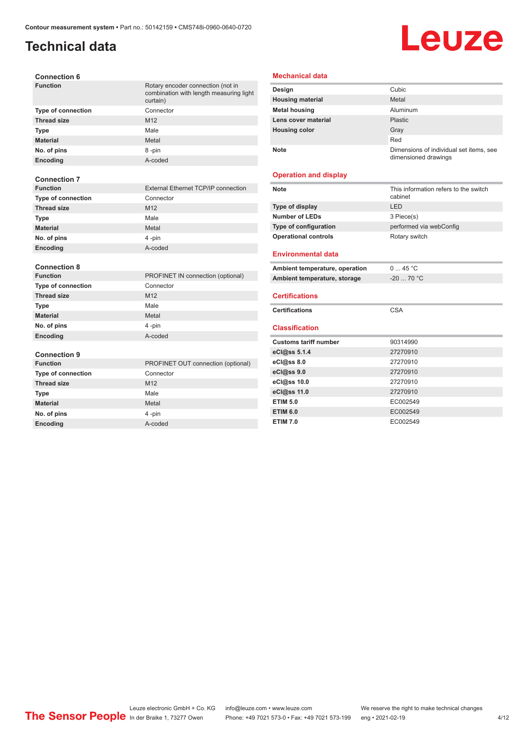# Technical data

### Connection 6

| | |
|---|---|
| **Function** | Rotary encoder connection (not in combination with length measuring light curtain) |
| **Type of connection** | Connector |
| **Thread size** | M12 |
| **Type** | Male |
| **Material** | Metal |
| **No. of pins** | 8 -pin |
| **Encoding** | A-coded |

### Connection 7

| | |
|---|---|
| **Function** | External Ethernet TCP/IP connection |
| **Type of connection** | Connector |
| **Thread size** | M12 |
| **Type** | Male |
| **Material** | Metal |
| **No. of pins** | 4 -pin |
| **Encoding** | A-coded |

### Connection 8

| | |
|---|---|
| **Function** | PROFINET IN connection (optional) |
| **Type of connection** | Connector |
| **Thread size** | M12 |
| **Type** | Male |
| **Material** | Metal |
| **No. of pins** | 4 -pin |
| **Encoding** | A-coded |

### Connection 9

| | |
|---|---|
| **Function** | PROFINET OUT connection (optional) |
| **Type of connection** | Connector |
| **Thread size** | M12 |
| **Type** | Male |
| **Material** | Metal |
| **No. of pins** | 4 -pin |
| **Encoding** | A-coded |

## Mechanical data

| | |
|---|---|
| **Design** | Cubic |
| **Housing material** | Metal |
| **Metal housing** | Aluminum |
| **Lens cover material** | Plastic |
| **Housing color** | Gray |
| | Red |
| **Note** | Dimensions of individual set items, see dimensioned drawings |

## Operation and display

| | |
|---|---|
| **Note** | This information refers to the switch cabinet |
| **Type of display** | LED |
| **Number of LEDs** | 3 Piece(s) |
| **Type of configuration** | performed via webConfig |
| **Operational controls** | Rotary switch |

## Environmental data

| | |
|---|---|
| **Ambient temperature, operation** | 0 ... 45 °C |
| **Ambient temperature, storage** | -20 ... 70 °C |

## Certifications

| | |
|---|---|
| **Certifications** | CSA |

## Classification

| | |
|---|---|
| **Customs tariff number** | 90314990 |
| **eCl@ss 5.1.4** | 27270910 |
| **eCl@ss 8.0** | 27270910 |
| **eCl@ss 9.0** | 27270910 |
| **eCl@ss 10.0** | 27270910 |
| **eCl@ss 11.0** | 27270910 |
| **ETIM 5.0** | EC002549 |
| **ETIM 6.0** | EC002549 |
| **ETIM 7.0** | EC002549 |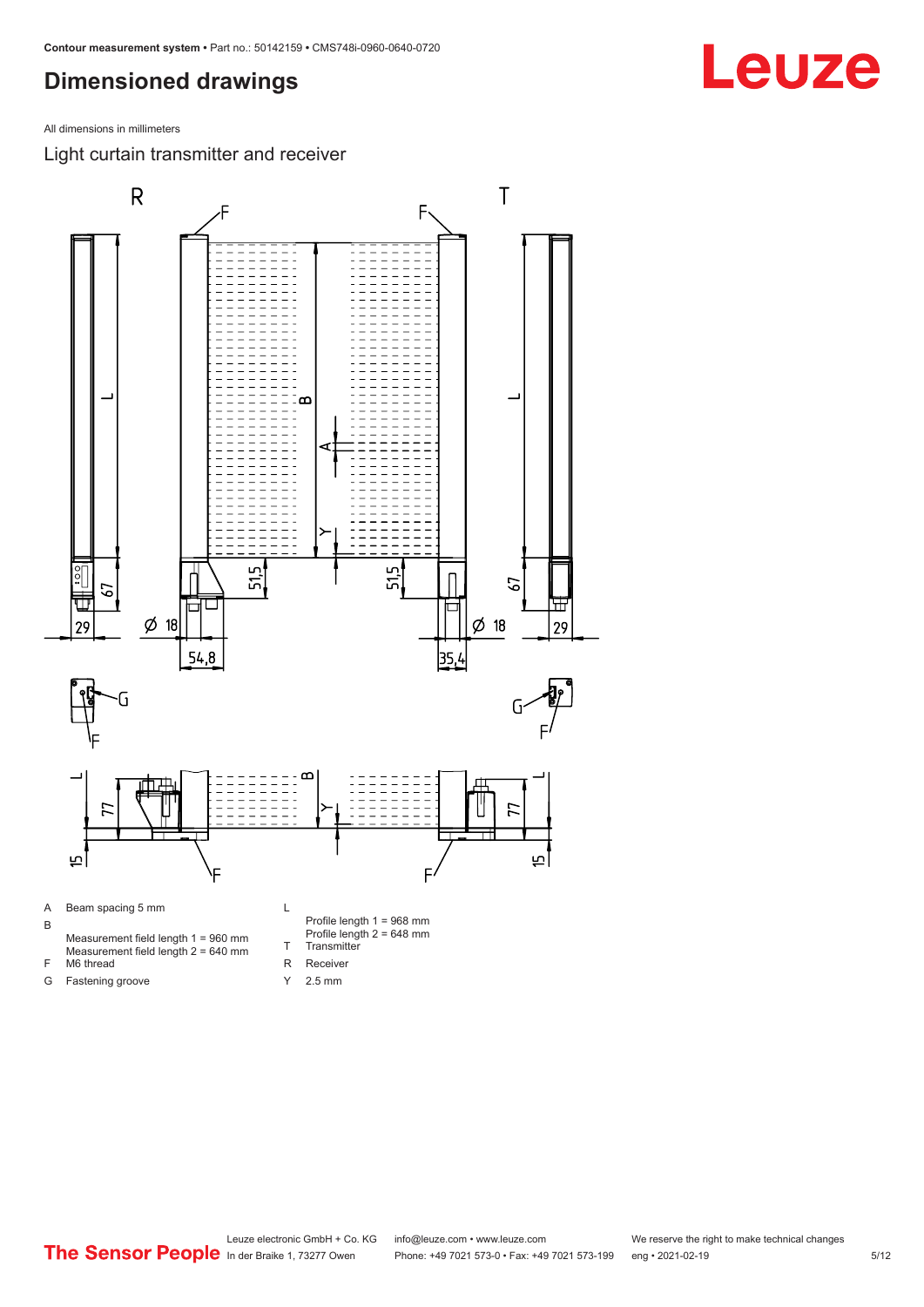# Dimensioned drawings

All dimensions in millimeters

## Light curtain transmitter and receiver

- A Beam spacing 5 mm
- B Measurement field length 1 = 960 mm
  Measurement field length 2 = 640 mm
- F M6 thread
- G Fastening groove
- L Profile length 1 = 968 mm
  Profile length 2 = 648 mm
- T Transmitter
- R Receiver
- Y 2.5 mm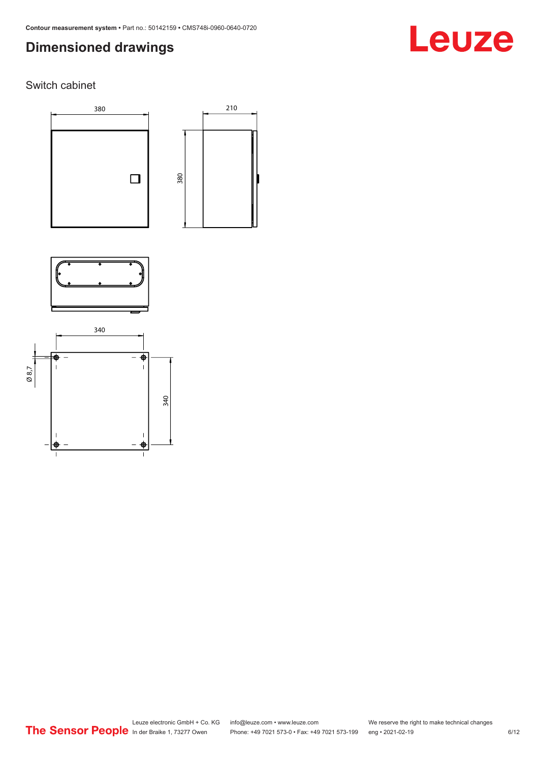## Dimensioned drawings

Switch cabinet

380

210

380

340

Ø 8,7

340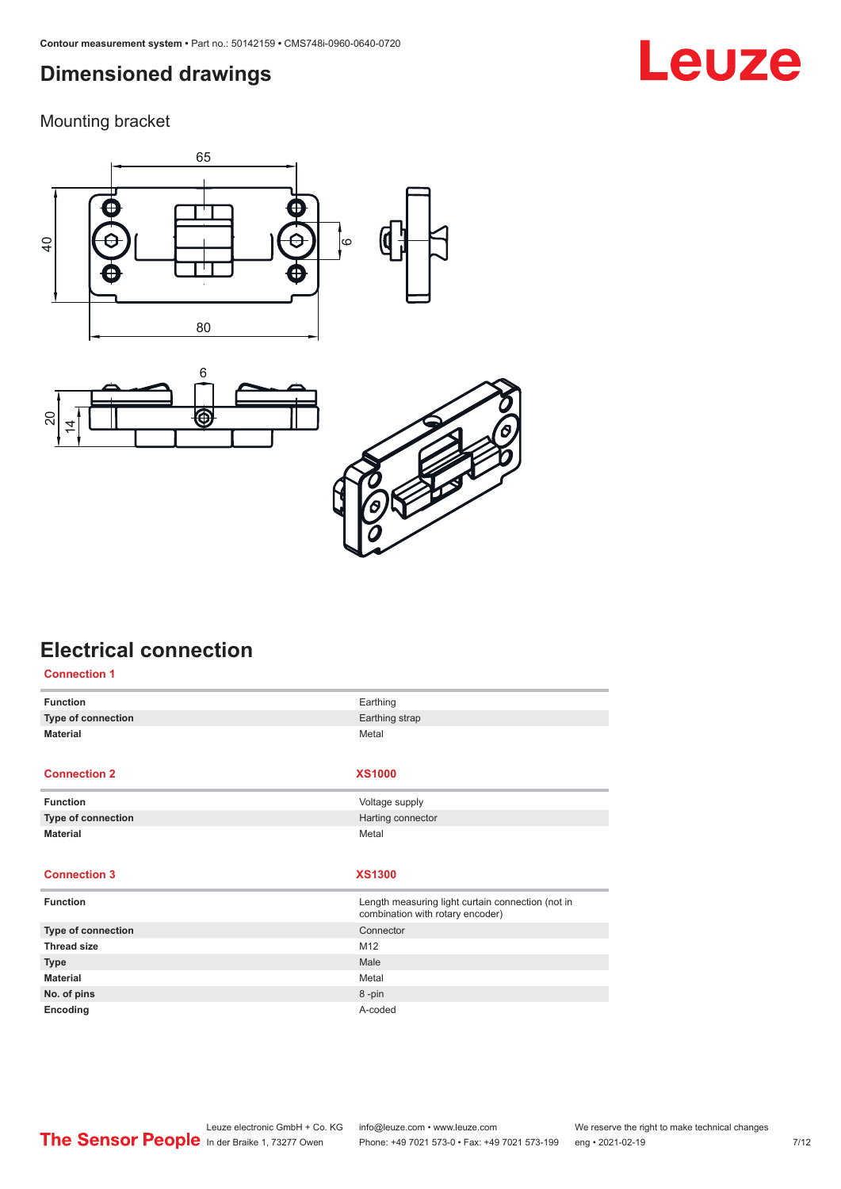# Dimensioned drawings

## Mounting bracket

# Electrical connection

**Connection 1**

| | |
|---|---|
| **Function** | Earthing |
| **Type of connection** | Earthing strap |
| **Material** | Metal |

| **Connection 2** | **XS1000** |
|---|---|
| **Function** | Voltage supply |
| **Type of connection** | Harting connector |
| **Material** | Metal |

| **Connection 3** | **XS1300** |
|---|---|
| **Function** | Length measuring light curtain connection (not in combination with rotary encoder) |
| **Type of connection** | Connector |
| **Thread size** | M12 |
| **Type** | Male |
| **Material** | Metal |
| **No. of pins** | 8 -pin |
| **Encoding** | A-coded |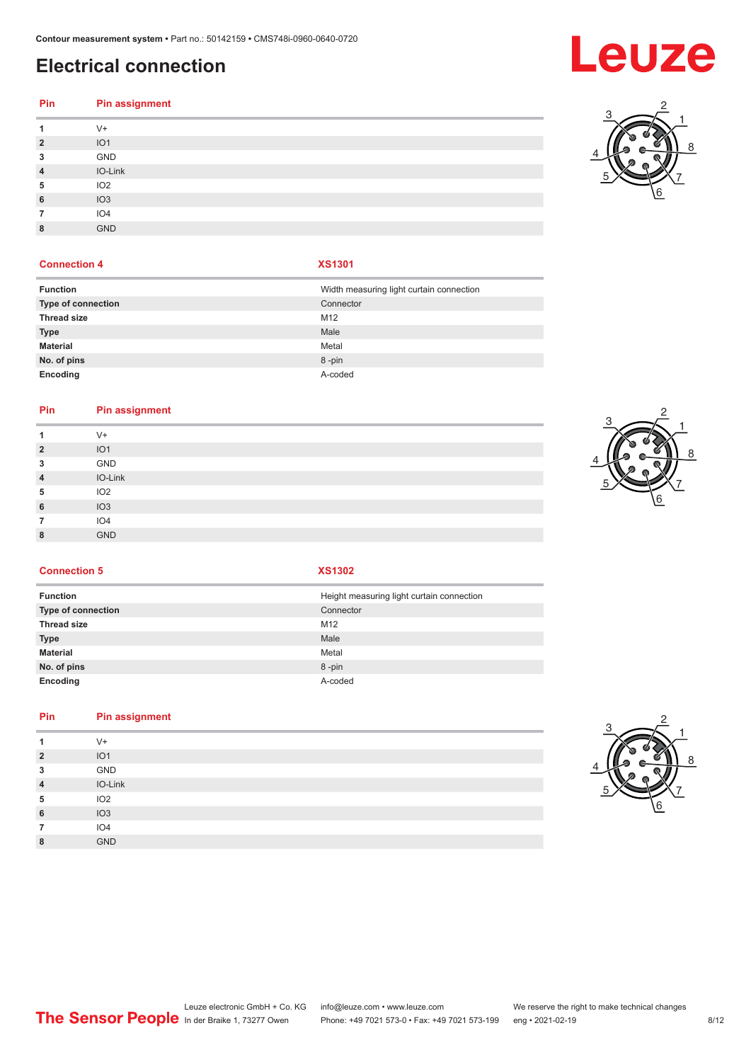## Electrical connection

| Pin | Pin assignment |
|---|---|
| 1 | V+ |
| 2 | IO1 |
| 3 | GND |
| 4 | IO-Link |
| 5 | IO2 |
| 6 | IO3 |
| 7 | IO4 |
| 8 | GND |

| Connection 4 | XS1301 |
|---|---|
| Function | Width measuring light curtain connection |
| Type of connection | Connector |
| Thread size | M12 |
| Type | Male |
| Material | Metal |
| No. of pins | 8 -pin |
| Encoding | A-coded |

| Pin | Pin assignment |
|---|---|
| 1 | V+ |
| 2 | IO1 |
| 3 | GND |
| 4 | IO-Link |
| 5 | IO2 |
| 6 | IO3 |
| 7 | IO4 |
| 8 | GND |

| Connection 5 | XS1302 |
|---|---|
| Function | Height measuring light curtain connection |
| Type of connection | Connector |
| Thread size | M12 |
| Type | Male |
| Material | Metal |
| No. of pins | 8 -pin |
| Encoding | A-coded |

| Pin | Pin assignment |
|---|---|
| 1 | V+ |
| 2 | IO1 |
| 3 | GND |
| 4 | IO-Link |
| 5 | IO2 |
| 6 | IO3 |
| 7 | IO4 |
| 8 | GND |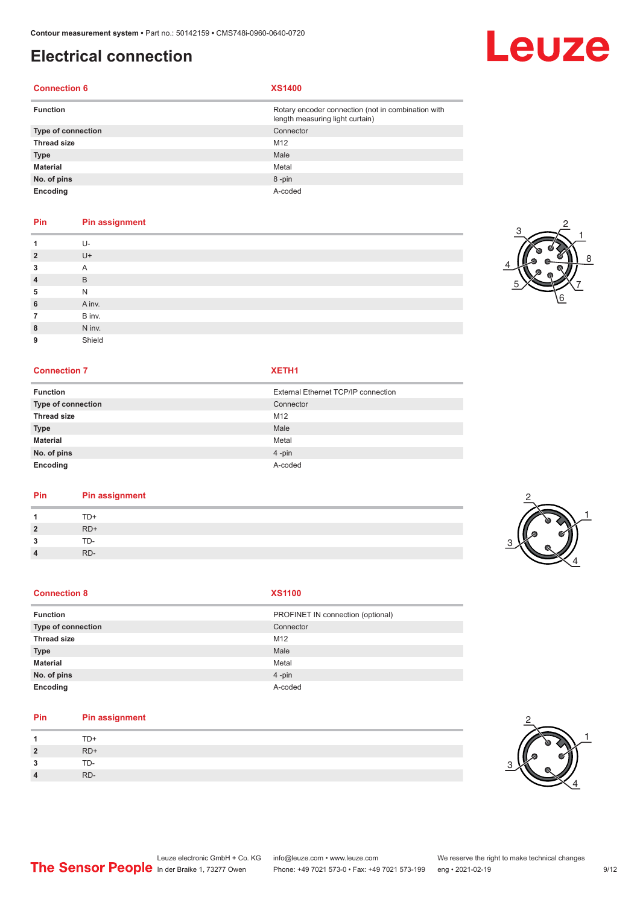# Electrical connection

| Connection 6 | XS1400 |
|---|---|
| **Function** | Rotary encoder connection (not in combination with length measuring light curtain) |
| **Type of connection** | Connector |
| **Thread size** | M12 |
| **Type** | Male |
| **Material** | Metal |
| **No. of pins** | 8 -pin |
| **Encoding** | A-coded |

| Pin | Pin assignment |
|---|---|
| **1** | U- |
| **2** | U+ |
| **3** | A |
| **4** | B |
| **5** | N |
| **6** | A inv. |
| **7** | B inv. |
| **8** | N inv. |
| **9** | Shield |

| Connection 7 | XETH1 |
|---|---|
| **Function** | External Ethernet TCP/IP connection |
| **Type of connection** | Connector |
| **Thread size** | M12 |
| **Type** | Male |
| **Material** | Metal |
| **No. of pins** | 4 -pin |
| **Encoding** | A-coded |

| Pin | Pin assignment |
|---|---|
| **1** | TD+ |
| **2** | RD+ |
| **3** | TD- |
| **4** | RD- |

| Connection 8 | XS1100 |
|---|---|
| **Function** | PROFINET IN connection (optional) |
| **Type of connection** | Connector |
| **Thread size** | M12 |
| **Type** | Male |
| **Material** | Metal |
| **No. of pins** | 4 -pin |
| **Encoding** | A-coded |

| Pin | Pin assignment |
|---|---|
| **1** | TD+ |
| **2** | RD+ |
| **3** | TD- |
| **4** | RD- |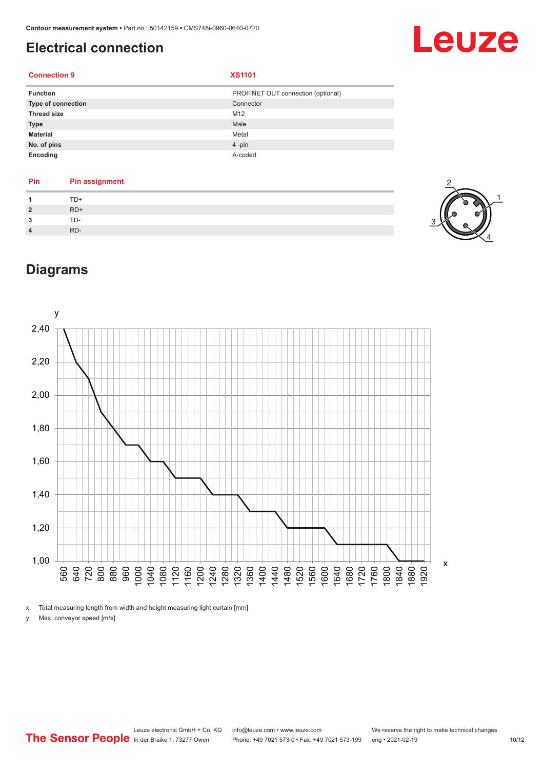## Electrical connection

| Connection 9 | XS1101 |
|---|---|
| Function | PROFINET OUT connection (optional) |
| Type of connection | Connector |
| Thread size | M12 |
| Type | Male |
| Material | Metal |
| No. of pins | 4 -pin |
| Encoding | A-coded |

| Pin | Pin assignment |
|---|---|
| 1 | TD+ |
| 2 | RD+ |
| 3 | TD- |
| 4 | RD- |

## Diagrams

x Total measuring length from width and height measuring light curtain [mm]

y Max. conveyor speed [m/s]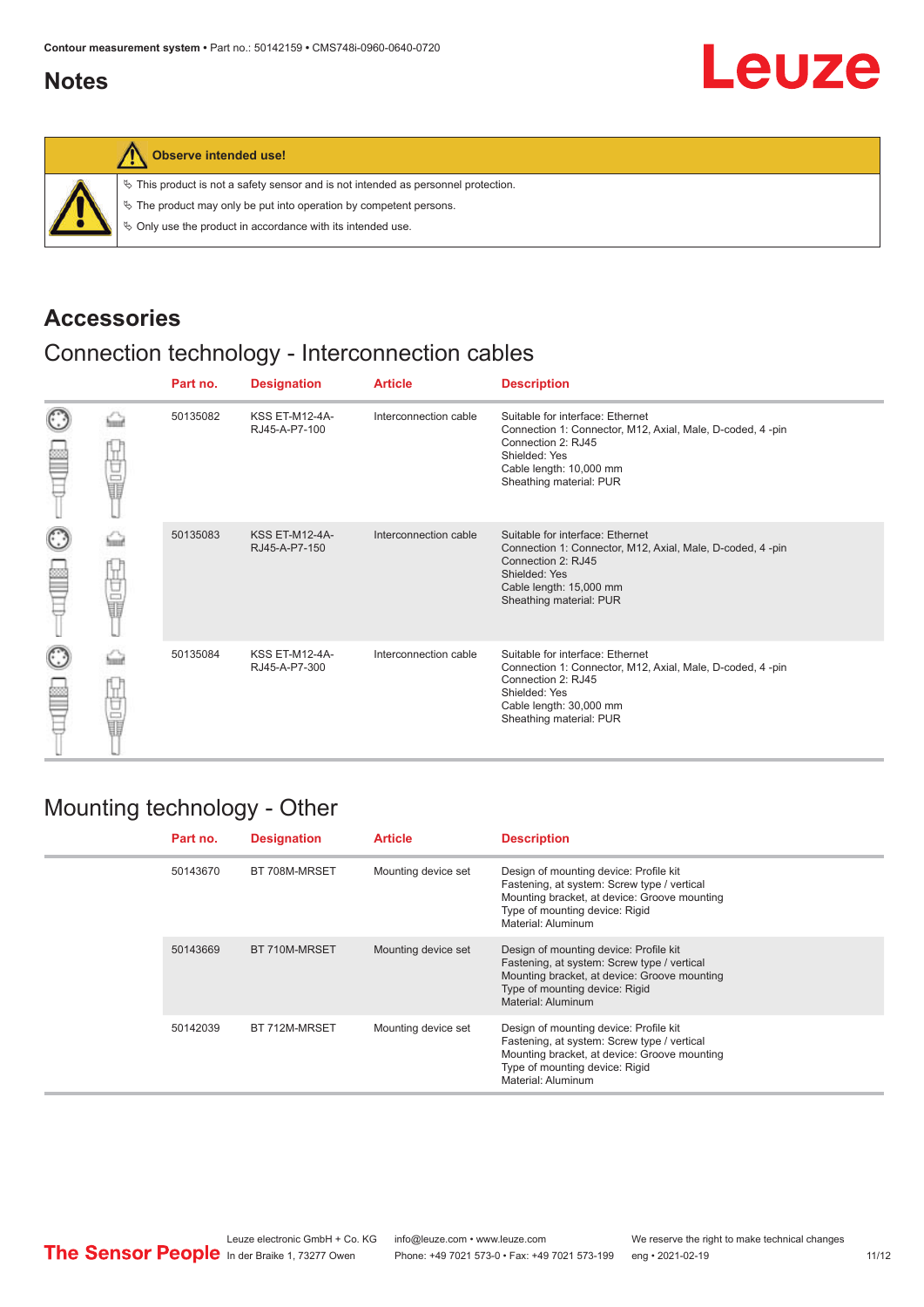## Notes

**Observe intended use!**

- This product is not a safety sensor and is not intended as personnel protection.
- The product may only be put into operation by competent persons.
- Only use the product in accordance with its intended use.

## Accessories

### Connection technology - Interconnection cables

| Part no. | Designation | Article | Description |
|---|---|---|---|
| 50135082 | KSS ET-M12-4A-RJ45-A-P7-100 | Interconnection cable | Suitable for interface: Ethernet<br>Connection 1: Connector, M12, Axial, Male, D-coded, 4 -pin<br>Connection 2: RJ45<br>Shielded: Yes<br>Cable length: 10,000 mm<br>Sheathing material: PUR |
| 50135083 | KSS ET-M12-4A-RJ45-A-P7-150 | Interconnection cable | Suitable for interface: Ethernet<br>Connection 1: Connector, M12, Axial, Male, D-coded, 4 -pin<br>Connection 2: RJ45<br>Shielded: Yes<br>Cable length: 15,000 mm<br>Sheathing material: PUR |
| 50135084 | KSS ET-M12-4A-RJ45-A-P7-300 | Interconnection cable | Suitable for interface: Ethernet<br>Connection 1: Connector, M12, Axial, Male, D-coded, 4 -pin<br>Connection 2: RJ45<br>Shielded: Yes<br>Cable length: 30,000 mm<br>Sheathing material: PUR |

### Mounting technology - Other

| Part no. | Designation | Article | Description |
|---|---|---|---|
| 50143670 | BT 708M-MRSET | Mounting device set | Design of mounting device: Profile kit<br>Fastening, at system: Screw type / vertical<br>Mounting bracket, at device: Groove mounting<br>Type of mounting device: Rigid<br>Material: Aluminum |
| 50143669 | BT 710M-MRSET | Mounting device set | Design of mounting device: Profile kit<br>Fastening, at system: Screw type / vertical<br>Mounting bracket, at device: Groove mounting<br>Type of mounting device: Rigid<br>Material: Aluminum |
| 50142039 | BT 712M-MRSET | Mounting device set | Design of mounting device: Profile kit<br>Fastening, at system: Screw type / vertical<br>Mounting bracket, at device: Groove mounting<br>Type of mounting device: Rigid<br>Material: Aluminum |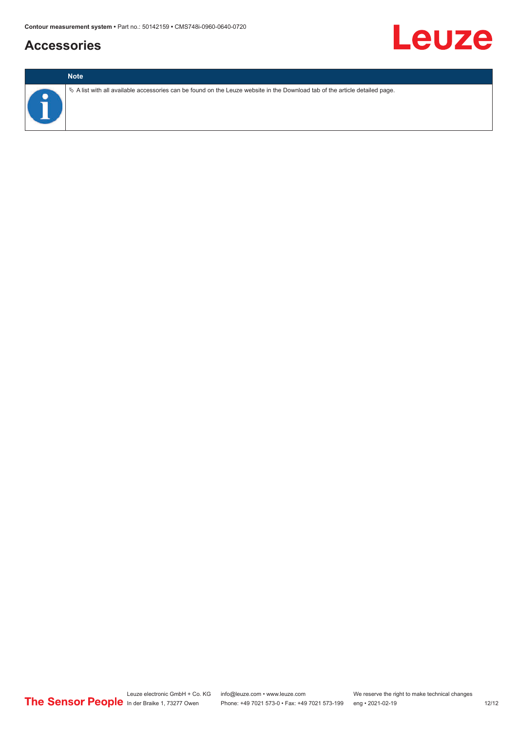## Accessories

| | Note |
| --- | --- |
| | ✎ A list with all available accessories can be found on the Leuze website in the Download tab of the article detailed page. |